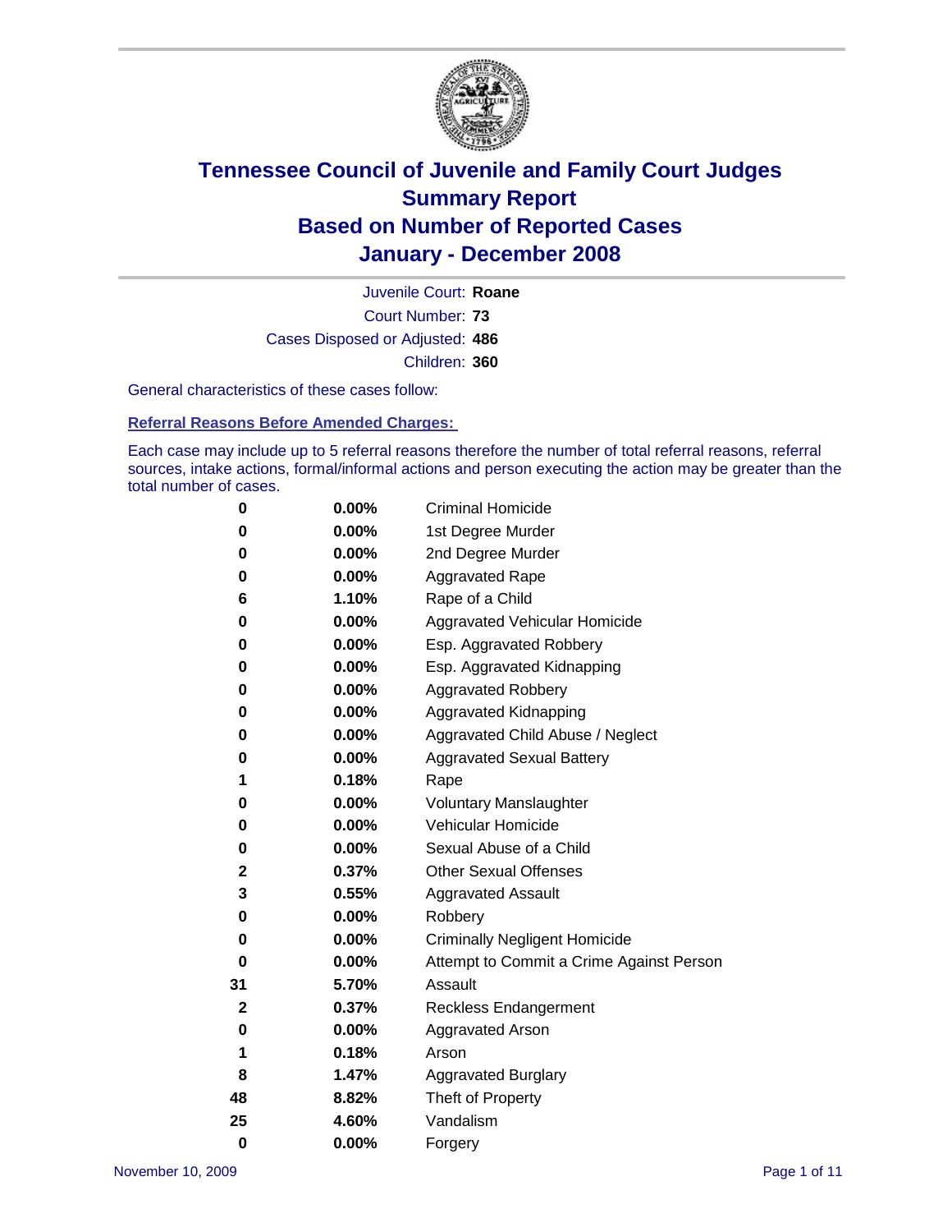# Tennessee Council of Juvenile and Family Court Judges
# Summary Report
# Based on Number of Reported Cases
# January - December 2008

Juvenile Court: **Roane**

Court Number: **73**

Cases Disposed or Adjusted: **486**

Children: **360**

General characteristics of these cases follow:

## Referral Reasons Before Amended Charges:

Each case may include up to 5 referral reasons therefore the number of total referral reasons, referral sources, intake actions, formal/informal actions and person executing the action may be greater than the total number of cases.

| | | |
|---|---|---|
| 0 | 0.00% | Criminal Homicide |
| 0 | 0.00% | 1st Degree Murder |
| 0 | 0.00% | 2nd Degree Murder |
| 0 | 0.00% | Aggravated Rape |
| 6 | 1.10% | Rape of a Child |
| 0 | 0.00% | Aggravated Vehicular Homicide |
| 0 | 0.00% | Esp. Aggravated Robbery |
| 0 | 0.00% | Esp. Aggravated Kidnapping |
| 0 | 0.00% | Aggravated Robbery |
| 0 | 0.00% | Aggravated Kidnapping |
| 0 | 0.00% | Aggravated Child Abuse / Neglect |
| 0 | 0.00% | Aggravated Sexual Battery |
| 1 | 0.18% | Rape |
| 0 | 0.00% | Voluntary Manslaughter |
| 0 | 0.00% | Vehicular Homicide |
| 0 | 0.00% | Sexual Abuse of a Child |
| 2 | 0.37% | Other Sexual Offenses |
| 3 | 0.55% | Aggravated Assault |
| 0 | 0.00% | Robbery |
| 0 | 0.00% | Criminally Negligent Homicide |
| 0 | 0.00% | Attempt to Commit a Crime Against Person |
| 31 | 5.70% | Assault |
| 2 | 0.37% | Reckless Endangerment |
| 0 | 0.00% | Aggravated Arson |
| 1 | 0.18% | Arson |
| 8 | 1.47% | Aggravated Burglary |
| 48 | 8.82% | Theft of Property |
| 25 | 4.60% | Vandalism |
| 0 | 0.00% | Forgery |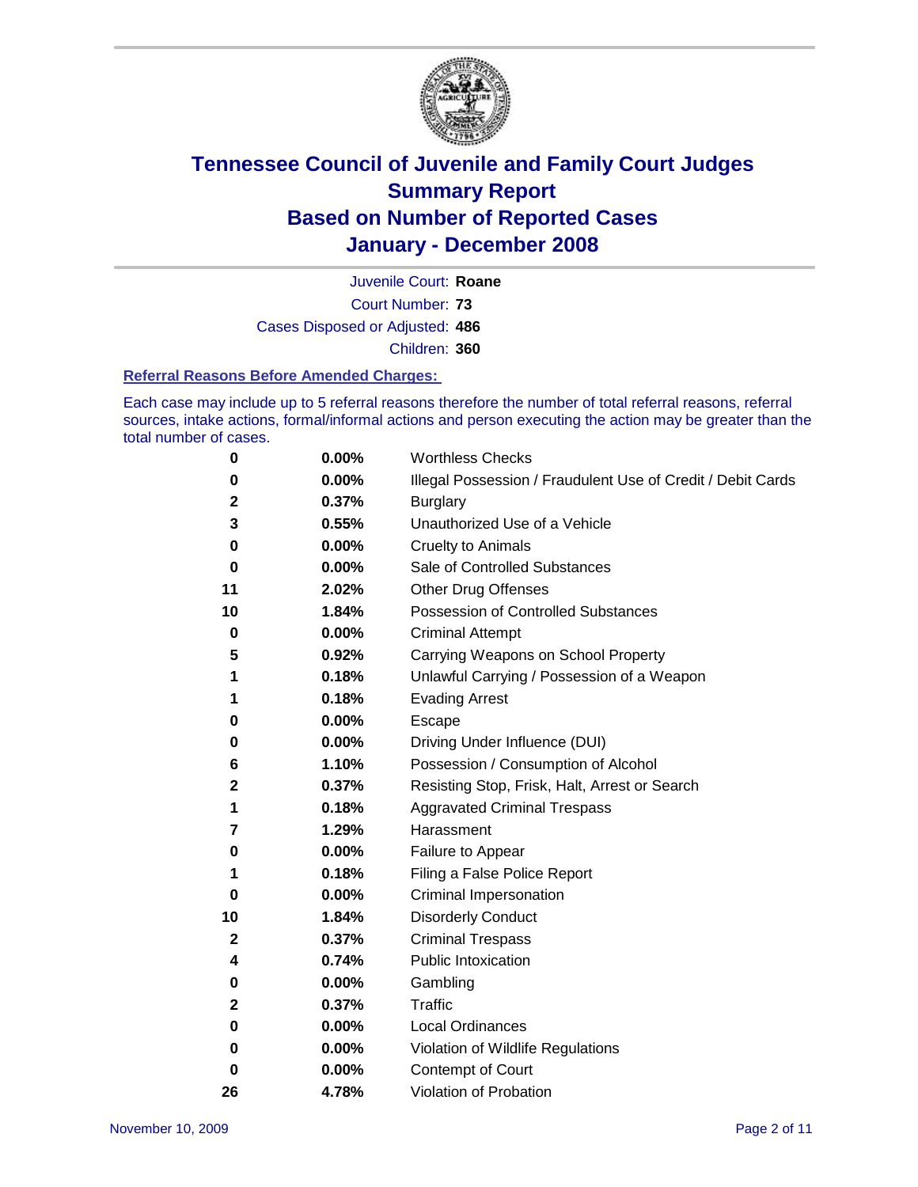# Tennessee Council of Juvenile and Family Court Judges
## Summary Report
## Based on Number of Reported Cases
## January - December 2008

Juvenile Court: **Roane**
Court Number: **73**
Cases Disposed or Adjusted: **486**
Children: **360**

### Referral Reasons Before Amended Charges:

Each case may include up to 5 referral reasons therefore the number of total referral reasons, referral sources, intake actions, formal/informal actions and person executing the action may be greater than the total number of cases.

| Count | Percent | Referral Reason |
|---|---|---|
| 0 | 0.00% | Worthless Checks |
| 0 | 0.00% | Illegal Possession / Fraudulent Use of Credit / Debit Cards |
| 2 | 0.37% | Burglary |
| 3 | 0.55% | Unauthorized Use of a Vehicle |
| 0 | 0.00% | Cruelty to Animals |
| 0 | 0.00% | Sale of Controlled Substances |
| 11 | 2.02% | Other Drug Offenses |
| 10 | 1.84% | Possession of Controlled Substances |
| 0 | 0.00% | Criminal Attempt |
| 5 | 0.92% | Carrying Weapons on School Property |
| 1 | 0.18% | Unlawful Carrying / Possession of a Weapon |
| 1 | 0.18% | Evading Arrest |
| 0 | 0.00% | Escape |
| 0 | 0.00% | Driving Under Influence (DUI) |
| 6 | 1.10% | Possession / Consumption of Alcohol |
| 2 | 0.37% | Resisting Stop, Frisk, Halt, Arrest or Search |
| 1 | 0.18% | Aggravated Criminal Trespass |
| 7 | 1.29% | Harassment |
| 0 | 0.00% | Failure to Appear |
| 1 | 0.18% | Filing a False Police Report |
| 0 | 0.00% | Criminal Impersonation |
| 10 | 1.84% | Disorderly Conduct |
| 2 | 0.37% | Criminal Trespass |
| 4 | 0.74% | Public Intoxication |
| 0 | 0.00% | Gambling |
| 2 | 0.37% | Traffic |
| 0 | 0.00% | Local Ordinances |
| 0 | 0.00% | Violation of Wildlife Regulations |
| 0 | 0.00% | Contempt of Court |
| 26 | 4.78% | Violation of Probation |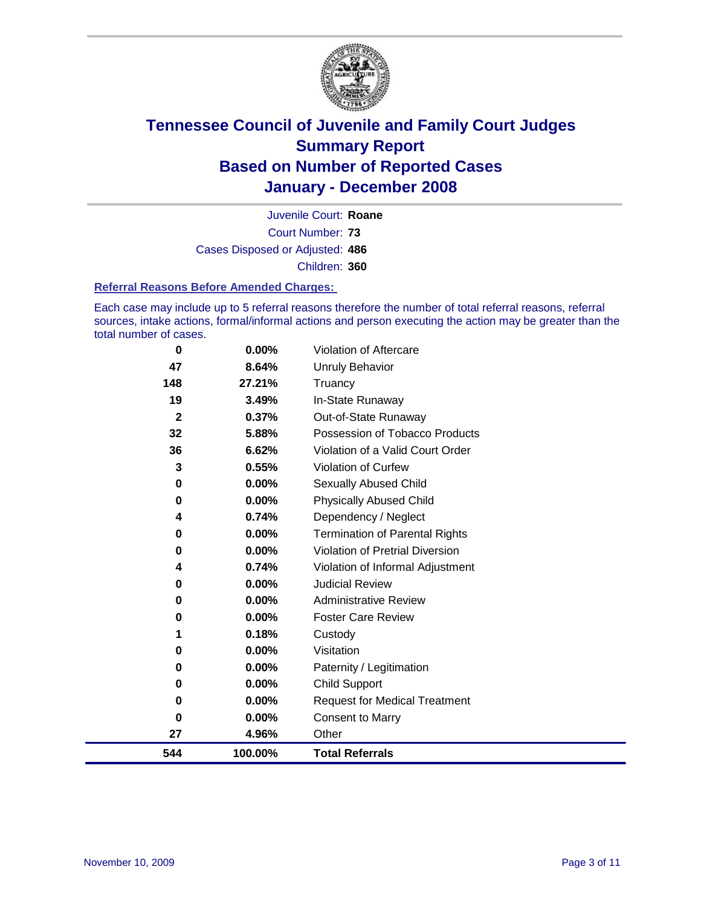# Tennessee Council of Juvenile and Family Court Judges
## Summary Report
## Based on Number of Reported Cases
## January - December 2008

Juvenile Court: **Roane**
Court Number: **73**
Cases Disposed or Adjusted: **486**
Children: **360**

### Referral Reasons Before Amended Charges:

Each case may include up to 5 referral reasons therefore the number of total referral reasons, referral sources, intake actions, formal/informal actions and person executing the action may be greater than the total number of cases.

| | | |
|---|---|---|
| 0 | 0.00% | Violation of Aftercare |
| 47 | 8.64% | Unruly Behavior |
| 148 | 27.21% | Truancy |
| 19 | 3.49% | In-State Runaway |
| 2 | 0.37% | Out-of-State Runaway |
| 32 | 5.88% | Possession of Tobacco Products |
| 36 | 6.62% | Violation of a Valid Court Order |
| 3 | 0.55% | Violation of Curfew |
| 0 | 0.00% | Sexually Abused Child |
| 0 | 0.00% | Physically Abused Child |
| 4 | 0.74% | Dependency / Neglect |
| 0 | 0.00% | Termination of Parental Rights |
| 0 | 0.00% | Violation of Pretrial Diversion |
| 4 | 0.74% | Violation of Informal Adjustment |
| 0 | 0.00% | Judicial Review |
| 0 | 0.00% | Administrative Review |
| 0 | 0.00% | Foster Care Review |
| 1 | 0.18% | Custody |
| 0 | 0.00% | Visitation |
| 0 | 0.00% | Paternity / Legitimation |
| 0 | 0.00% | Child Support |
| 0 | 0.00% | Request for Medical Treatment |
| 0 | 0.00% | Consent to Marry |
| 27 | 4.96% | Other |
| **544** | **100.00%** | **Total Referrals** |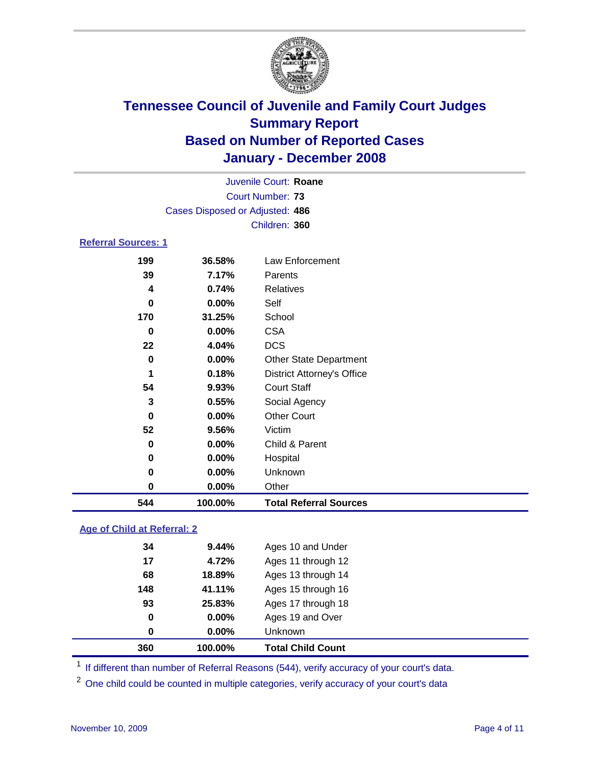# Tennessee Council of Juvenile and Family Court Judges
## Summary Report
## Based on Number of Reported Cases
## January - December 2008

Juvenile Court: **Roane**
Court Number: **73**
Cases Disposed or Adjusted: **486**
Children: **360**

### Referral Sources: 1

| Count | Percent | Source |
|---|---|---|
| 199 | 36.58% | Law Enforcement |
| 39 | 7.17% | Parents |
| 4 | 0.74% | Relatives |
| 0 | 0.00% | Self |
| 170 | 31.25% | School |
| 0 | 0.00% | CSA |
| 22 | 4.04% | DCS |
| 0 | 0.00% | Other State Department |
| 1 | 0.18% | District Attorney's Office |
| 54 | 9.93% | Court Staff |
| 3 | 0.55% | Social Agency |
| 0 | 0.00% | Other Court |
| 52 | 9.56% | Victim |
| 0 | 0.00% | Child & Parent |
| 0 | 0.00% | Hospital |
| 0 | 0.00% | Unknown |
| 0 | 0.00% | Other |
| **544** | **100.00%** | **Total Referral Sources** |

### Age of Child at Referral: 2

| Count | Percent | Age |
|---|---|---|
| 34 | 9.44% | Ages 10 and Under |
| 17 | 4.72% | Ages 11 through 12 |
| 68 | 18.89% | Ages 13 through 14 |
| 148 | 41.11% | Ages 15 through 16 |
| 93 | 25.83% | Ages 17 through 18 |
| 0 | 0.00% | Ages 19 and Over |
| 0 | 0.00% | Unknown |
| **360** | **100.00%** | **Total Child Count** |

[1] If different than number of Referral Reasons (544), verify accuracy of your court's data.

[2] One child could be counted in multiple categories, verify accuracy of your court's data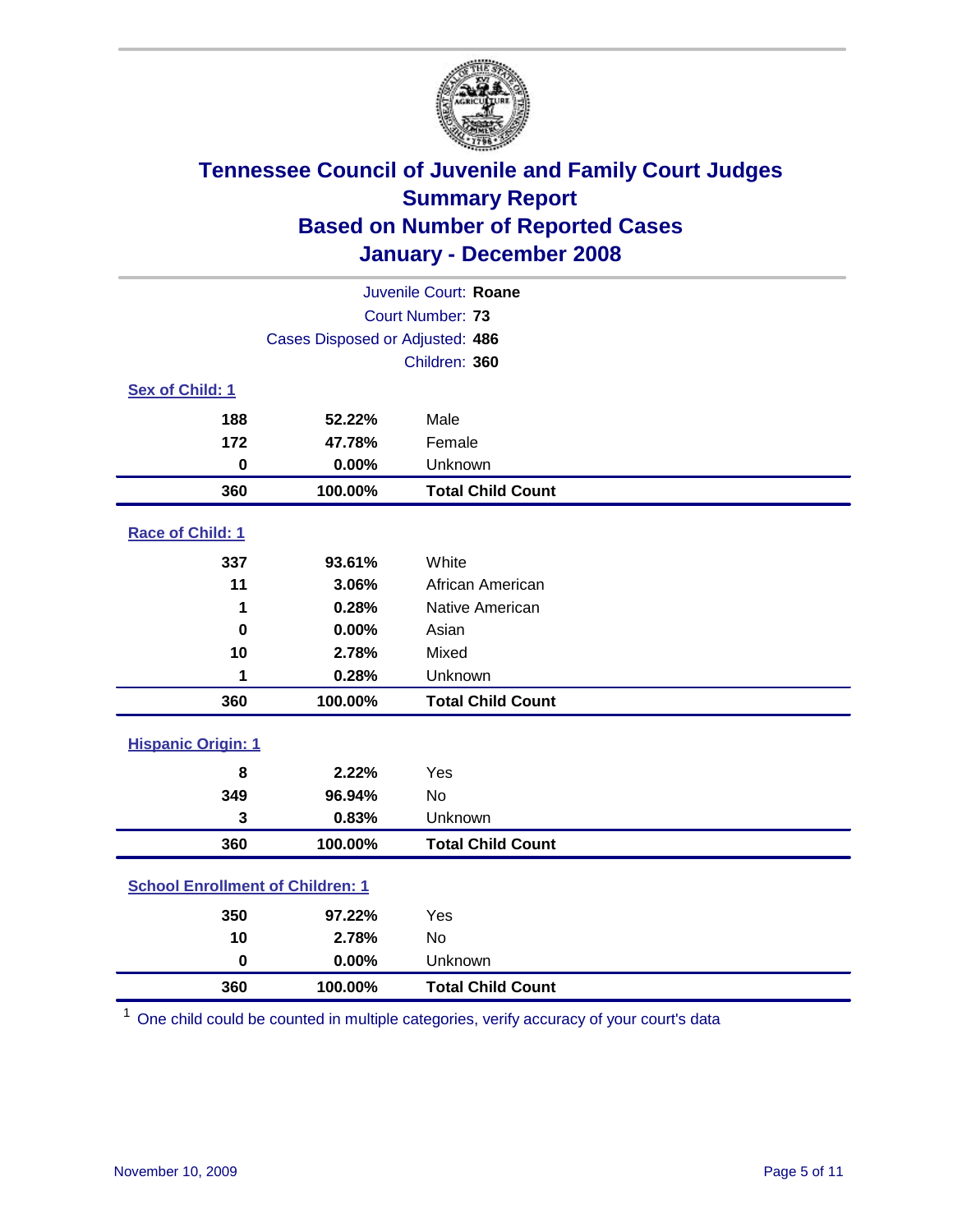# Tennessee Council of Juvenile and Family Court Judges
## Summary Report
## Based on Number of Reported Cases
## January - December 2008

Juvenile Court: **Roane**
Court Number: **73**
Cases Disposed or Adjusted: **486**
Children: **360**

### Sex of Child: 1

| Count | Percent | Category |
|---|---|---|
| 188 | 52.22% | Male |
| 172 | 47.78% | Female |
| 0 | 0.00% | Unknown |
| **360** | **100.00%** | **Total Child Count** |

### Race of Child: 1

| Count | Percent | Category |
|---|---|---|
| 337 | 93.61% | White |
| 11 | 3.06% | African American |
| 1 | 0.28% | Native American |
| 0 | 0.00% | Asian |
| 10 | 2.78% | Mixed |
| 1 | 0.28% | Unknown |
| **360** | **100.00%** | **Total Child Count** |

### Hispanic Origin: 1

| Count | Percent | Category |
|---|---|---|
| 8 | 2.22% | Yes |
| 349 | 96.94% | No |
| 3 | 0.83% | Unknown |
| **360** | **100.00%** | **Total Child Count** |

### School Enrollment of Children: 1

| Count | Percent | Category |
|---|---|---|
| 350 | 97.22% | Yes |
| 10 | 2.78% | No |
| 0 | 0.00% | Unknown |
| **360** | **100.00%** | **Total Child Count** |

[1] One child could be counted in multiple categories, verify accuracy of your court's data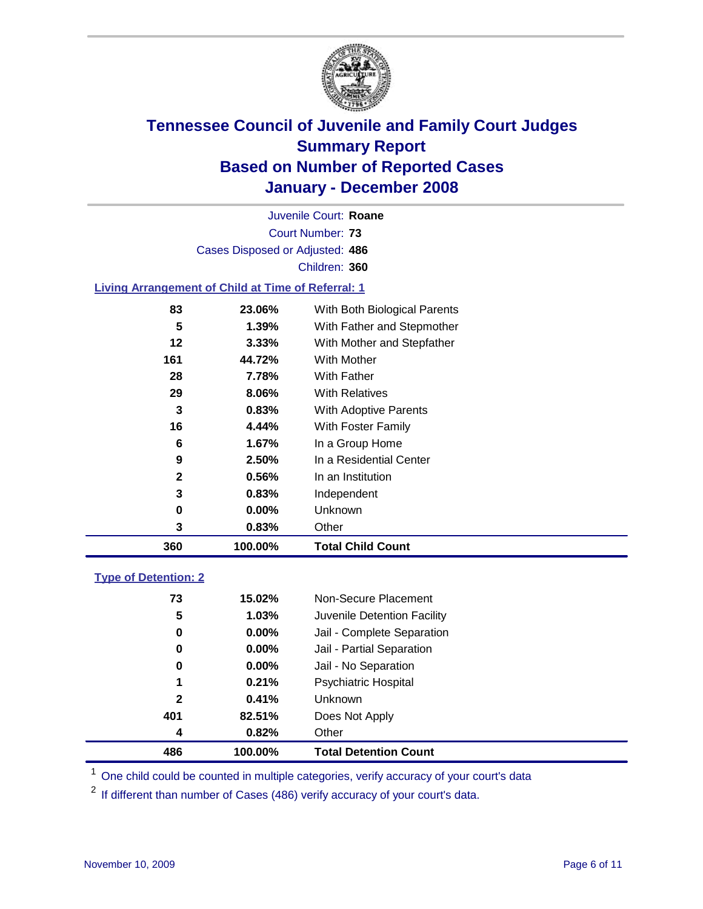# Tennessee Council of Juvenile and Family Court Judges
## Summary Report
## Based on Number of Reported Cases
## January - December 2008

Juvenile Court: **Roane**
Court Number: **73**
Cases Disposed or Adjusted: **486**
Children: **360**

### Living Arrangement of Child at Time of Referral: 1

| Count | Percent | Category |
|---|---|---|
| 83 | 23.06% | With Both Biological Parents |
| 5 | 1.39% | With Father and Stepmother |
| 12 | 3.33% | With Mother and Stepfather |
| 161 | 44.72% | With Mother |
| 28 | 7.78% | With Father |
| 29 | 8.06% | With Relatives |
| 3 | 0.83% | With Adoptive Parents |
| 16 | 4.44% | With Foster Family |
| 6 | 1.67% | In a Group Home |
| 9 | 2.50% | In a Residential Center |
| 2 | 0.56% | In an Institution |
| 3 | 0.83% | Independent |
| 0 | 0.00% | Unknown |
| 3 | 0.83% | Other |
| **360** | **100.00%** | **Total Child Count** |

### Type of Detention: 2

| Count | Percent | Category |
|---|---|---|
| 73 | 15.02% | Non-Secure Placement |
| 5 | 1.03% | Juvenile Detention Facility |
| 0 | 0.00% | Jail - Complete Separation |
| 0 | 0.00% | Jail - Partial Separation |
| 0 | 0.00% | Jail - No Separation |
| 1 | 0.21% | Psychiatric Hospital |
| 2 | 0.41% | Unknown |
| 401 | 82.51% | Does Not Apply |
| 4 | 0.82% | Other |
| **486** | **100.00%** | **Total Detention Count** |

[1] One child could be counted in multiple categories, verify accuracy of your court's data

[2] If different than number of Cases (486) verify accuracy of your court's data.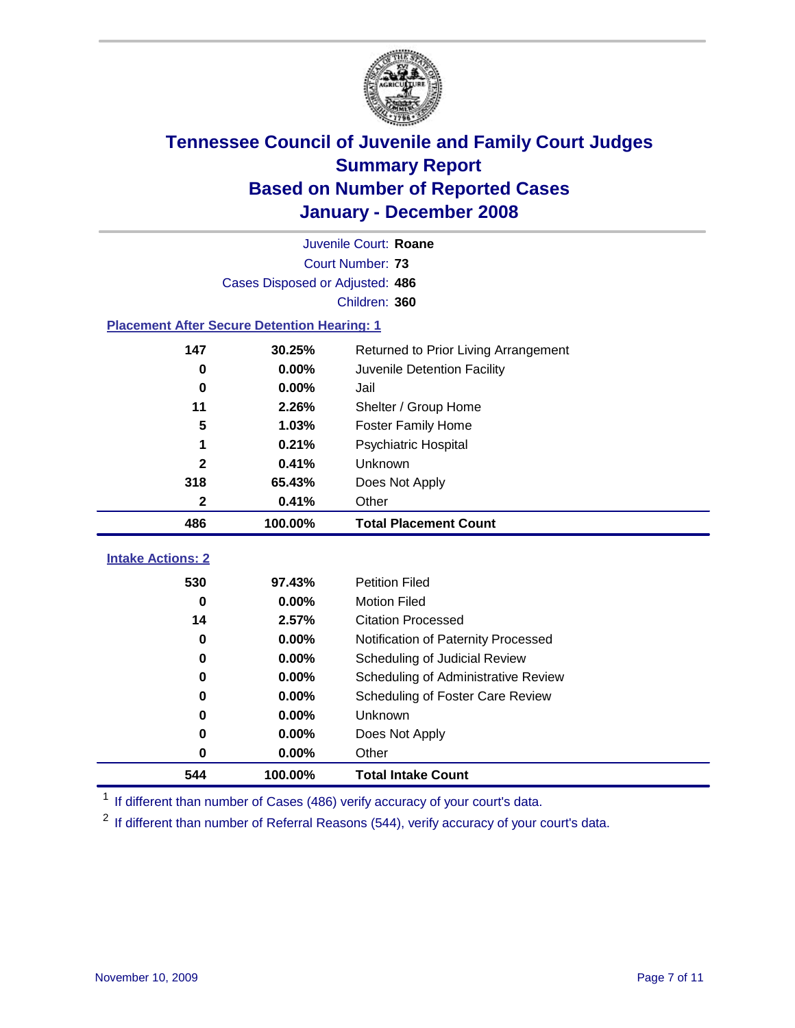# Tennessee Council of Juvenile and Family Court Judges
## Summary Report
## Based on Number of Reported Cases
## January - December 2008

Juvenile Court: **Roane**
Court Number: **73**
Cases Disposed or Adjusted: **486**
Children: **360**

### Placement After Secure Detention Hearing: 1

| Count | Percent | Placement |
|---|---|---|
| 147 | 30.25% | Returned to Prior Living Arrangement |
| 0 | 0.00% | Juvenile Detention Facility |
| 0 | 0.00% | Jail |
| 11 | 2.26% | Shelter / Group Home |
| 5 | 1.03% | Foster Family Home |
| 1 | 0.21% | Psychiatric Hospital |
| 2 | 0.41% | Unknown |
| 318 | 65.43% | Does Not Apply |
| 2 | 0.41% | Other |
| **486** | **100.00%** | **Total Placement Count** |

### Intake Actions: 2

| Count | Percent | Intake Action |
|---|---|---|
| 530 | 97.43% | Petition Filed |
| 0 | 0.00% | Motion Filed |
| 14 | 2.57% | Citation Processed |
| 0 | 0.00% | Notification of Paternity Processed |
| 0 | 0.00% | Scheduling of Judicial Review |
| 0 | 0.00% | Scheduling of Administrative Review |
| 0 | 0.00% | Scheduling of Foster Care Review |
| 0 | 0.00% | Unknown |
| 0 | 0.00% | Does Not Apply |
| 0 | 0.00% | Other |
| **544** | **100.00%** | **Total Intake Count** |

[1] If different than number of Cases (486) verify accuracy of your court's data.

[2] If different than number of Referral Reasons (544), verify accuracy of your court's data.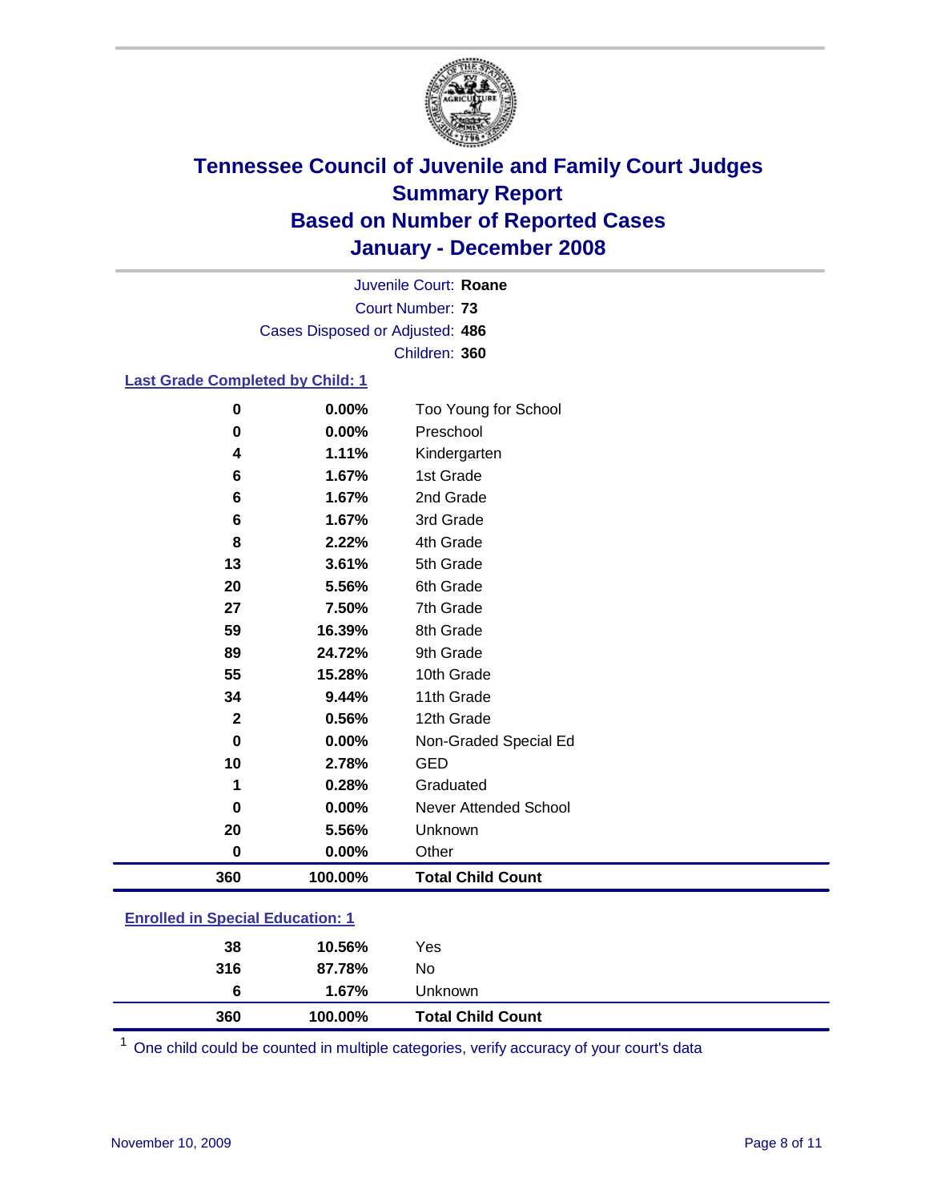# Tennessee Council of Juvenile and Family Court Judges
## Summary Report
## Based on Number of Reported Cases
## January - December 2008

Juvenile Court: **Roane**
Court Number: **73**
Cases Disposed or Adjusted: **486**
Children: **360**

### Last Grade Completed by Child: 1

| | | |
|---|---|---|
| 0 | 0.00% | Too Young for School |
| 0 | 0.00% | Preschool |
| 4 | 1.11% | Kindergarten |
| 6 | 1.67% | 1st Grade |
| 6 | 1.67% | 2nd Grade |
| 6 | 1.67% | 3rd Grade |
| 8 | 2.22% | 4th Grade |
| 13 | 3.61% | 5th Grade |
| 20 | 5.56% | 6th Grade |
| 27 | 7.50% | 7th Grade |
| 59 | 16.39% | 8th Grade |
| 89 | 24.72% | 9th Grade |
| 55 | 15.28% | 10th Grade |
| 34 | 9.44% | 11th Grade |
| 2 | 0.56% | 12th Grade |
| 0 | 0.00% | Non-Graded Special Ed |
| 10 | 2.78% | GED |
| 1 | 0.28% | Graduated |
| 0 | 0.00% | Never Attended School |
| 20 | 5.56% | Unknown |
| 0 | 0.00% | Other |
| **360** | **100.00%** | **Total Child Count** |

### Enrolled in Special Education: 1

| | | |
|---|---|---|
| 38 | 10.56% | Yes |
| 316 | 87.78% | No |
| 6 | 1.67% | Unknown |
| **360** | **100.00%** | **Total Child Count** |

[1] One child could be counted in multiple categories, verify accuracy of your court's data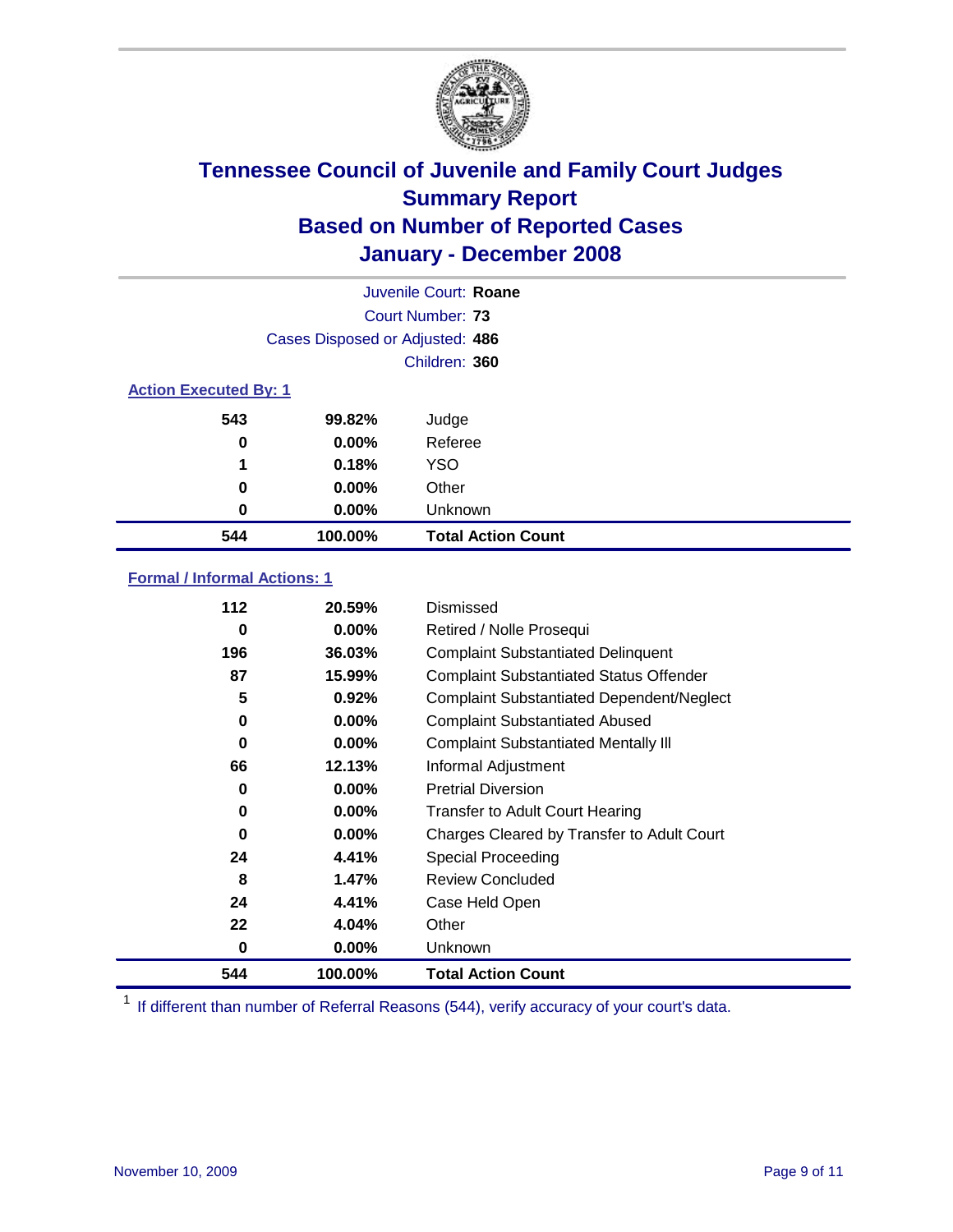# Tennessee Council of Juvenile and Family Court Judges
## Summary Report
## Based on Number of Reported Cases
## January - December 2008

Juvenile Court: **Roane**
Court Number: **73**
Cases Disposed or Adjusted: **486**
Children: **360**

### Action Executed By: 1

| Count | Percent | Action |
|---|---|---|
| 543 | 99.82% | Judge |
| 0 | 0.00% | Referee |
| 1 | 0.18% | YSO |
| 0 | 0.00% | Other |
| 0 | 0.00% | Unknown |
| **544** | **100.00%** | **Total Action Count** |

### Formal / Informal Actions: 1

| Count | Percent | Action |
|---|---|---|
| 112 | 20.59% | Dismissed |
| 0 | 0.00% | Retired / Nolle Prosequi |
| 196 | 36.03% | Complaint Substantiated Delinquent |
| 87 | 15.99% | Complaint Substantiated Status Offender |
| 5 | 0.92% | Complaint Substantiated Dependent/Neglect |
| 0 | 0.00% | Complaint Substantiated Abused |
| 0 | 0.00% | Complaint Substantiated Mentally Ill |
| 66 | 12.13% | Informal Adjustment |
| 0 | 0.00% | Pretrial Diversion |
| 0 | 0.00% | Transfer to Adult Court Hearing |
| 0 | 0.00% | Charges Cleared by Transfer to Adult Court |
| 24 | 4.41% | Special Proceeding |
| 8 | 1.47% | Review Concluded |
| 24 | 4.41% | Case Held Open |
| 22 | 4.04% | Other |
| 0 | 0.00% | Unknown |
| **544** | **100.00%** | **Total Action Count** |

[1] If different than number of Referral Reasons (544), verify accuracy of your court's data.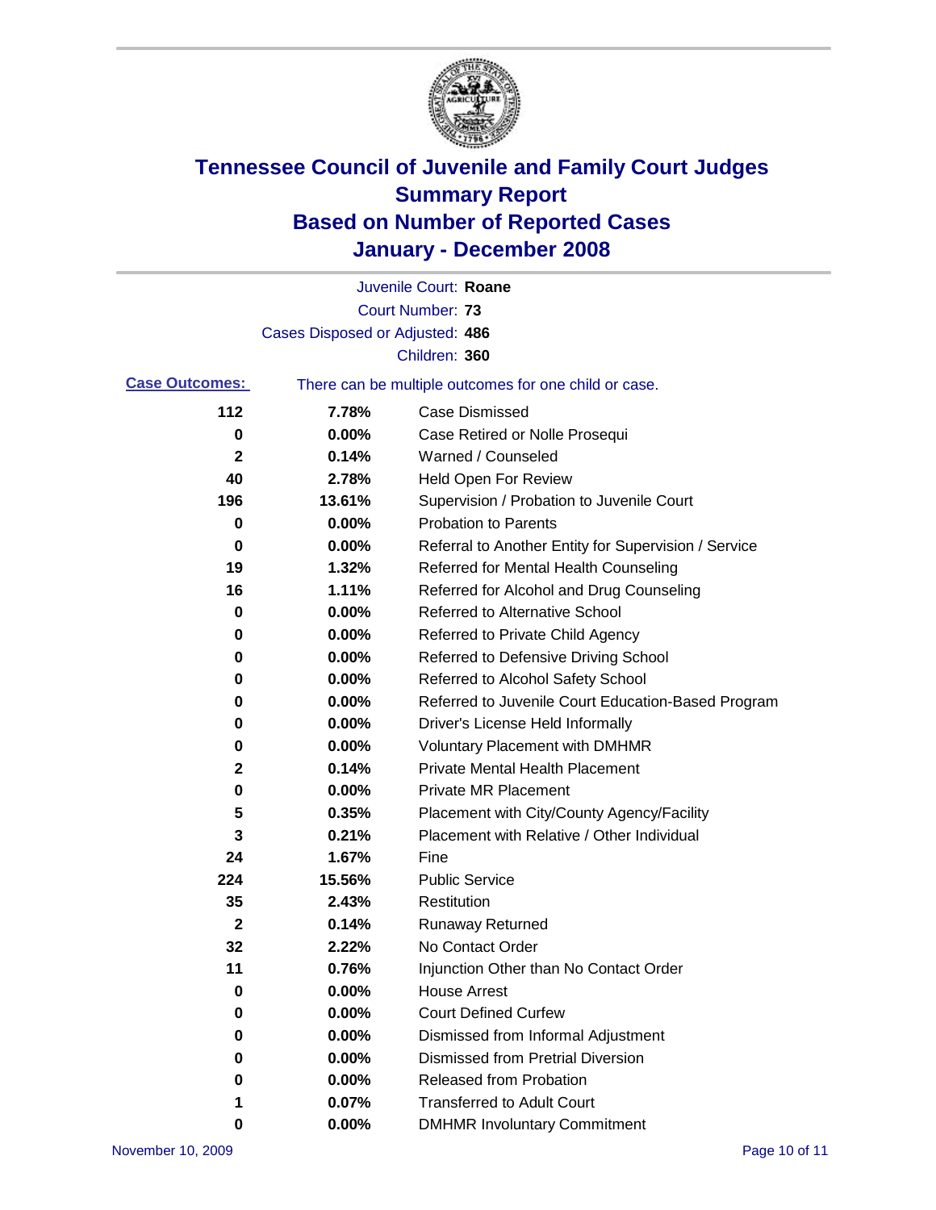# Tennessee Council of Juvenile and Family Court Judges
# Summary Report
# Based on Number of Reported Cases
# January - December 2008

Juvenile Court: **Roane**

Court Number: **73**

Cases Disposed or Adjusted: **486**

Children: **360**

**Case Outcomes:** There can be multiple outcomes for one child or case.

| Count | Percent | Outcome |
|---|---|---|
| 112 | 7.78% | Case Dismissed |
| 0 | 0.00% | Case Retired or Nolle Prosequi |
| 2 | 0.14% | Warned / Counseled |
| 40 | 2.78% | Held Open For Review |
| 196 | 13.61% | Supervision / Probation to Juvenile Court |
| 0 | 0.00% | Probation to Parents |
| 0 | 0.00% | Referral to Another Entity for Supervision / Service |
| 19 | 1.32% | Referred for Mental Health Counseling |
| 16 | 1.11% | Referred for Alcohol and Drug Counseling |
| 0 | 0.00% | Referred to Alternative School |
| 0 | 0.00% | Referred to Private Child Agency |
| 0 | 0.00% | Referred to Defensive Driving School |
| 0 | 0.00% | Referred to Alcohol Safety School |
| 0 | 0.00% | Referred to Juvenile Court Education-Based Program |
| 0 | 0.00% | Driver's License Held Informally |
| 0 | 0.00% | Voluntary Placement with DMHMR |
| 2 | 0.14% | Private Mental Health Placement |
| 0 | 0.00% | Private MR Placement |
| 5 | 0.35% | Placement with City/County Agency/Facility |
| 3 | 0.21% | Placement with Relative / Other Individual |
| 24 | 1.67% | Fine |
| 224 | 15.56% | Public Service |
| 35 | 2.43% | Restitution |
| 2 | 0.14% | Runaway Returned |
| 32 | 2.22% | No Contact Order |
| 11 | 0.76% | Injunction Other than No Contact Order |
| 0 | 0.00% | House Arrest |
| 0 | 0.00% | Court Defined Curfew |
| 0 | 0.00% | Dismissed from Informal Adjustment |
| 0 | 0.00% | Dismissed from Pretrial Diversion |
| 0 | 0.00% | Released from Probation |
| 1 | 0.07% | Transferred to Adult Court |
| 0 | 0.00% | DMHMR Involuntary Commitment |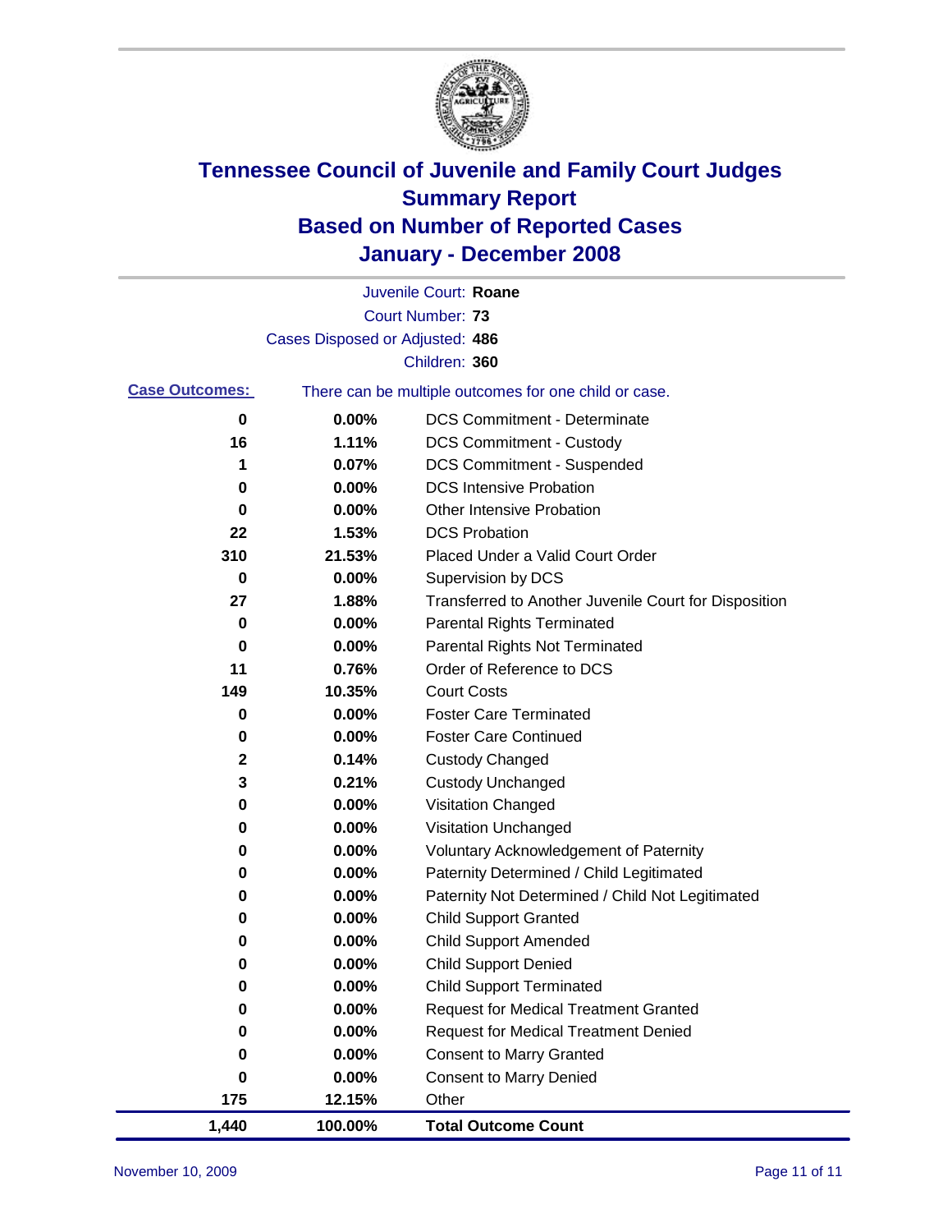# Tennessee Council of Juvenile and Family Court Judges
## Summary Report
## Based on Number of Reported Cases
## January - December 2008

Juvenile Court: **Roane**
Court Number: **73**
Cases Disposed or Adjusted: **486**
Children: **360**

**Case Outcomes:** There can be multiple outcomes for one child or case.

| | | |
|---|---|---|
| 0 | 0.00% | DCS Commitment - Determinate |
| 16 | 1.11% | DCS Commitment - Custody |
| 1 | 0.07% | DCS Commitment - Suspended |
| 0 | 0.00% | DCS Intensive Probation |
| 0 | 0.00% | Other Intensive Probation |
| 22 | 1.53% | DCS Probation |
| 310 | 21.53% | Placed Under a Valid Court Order |
| 0 | 0.00% | Supervision by DCS |
| 27 | 1.88% | Transferred to Another Juvenile Court for Disposition |
| 0 | 0.00% | Parental Rights Terminated |
| 0 | 0.00% | Parental Rights Not Terminated |
| 11 | 0.76% | Order of Reference to DCS |
| 149 | 10.35% | Court Costs |
| 0 | 0.00% | Foster Care Terminated |
| 0 | 0.00% | Foster Care Continued |
| 2 | 0.14% | Custody Changed |
| 3 | 0.21% | Custody Unchanged |
| 0 | 0.00% | Visitation Changed |
| 0 | 0.00% | Visitation Unchanged |
| 0 | 0.00% | Voluntary Acknowledgement of Paternity |
| 0 | 0.00% | Paternity Determined / Child Legitimated |
| 0 | 0.00% | Paternity Not Determined / Child Not Legitimated |
| 0 | 0.00% | Child Support Granted |
| 0 | 0.00% | Child Support Amended |
| 0 | 0.00% | Child Support Denied |
| 0 | 0.00% | Child Support Terminated |
| 0 | 0.00% | Request for Medical Treatment Granted |
| 0 | 0.00% | Request for Medical Treatment Denied |
| 0 | 0.00% | Consent to Marry Granted |
| 0 | 0.00% | Consent to Marry Denied |
| 175 | 12.15% | Other |
| **1,440** | **100.00%** | **Total Outcome Count** |

November 10, 2009